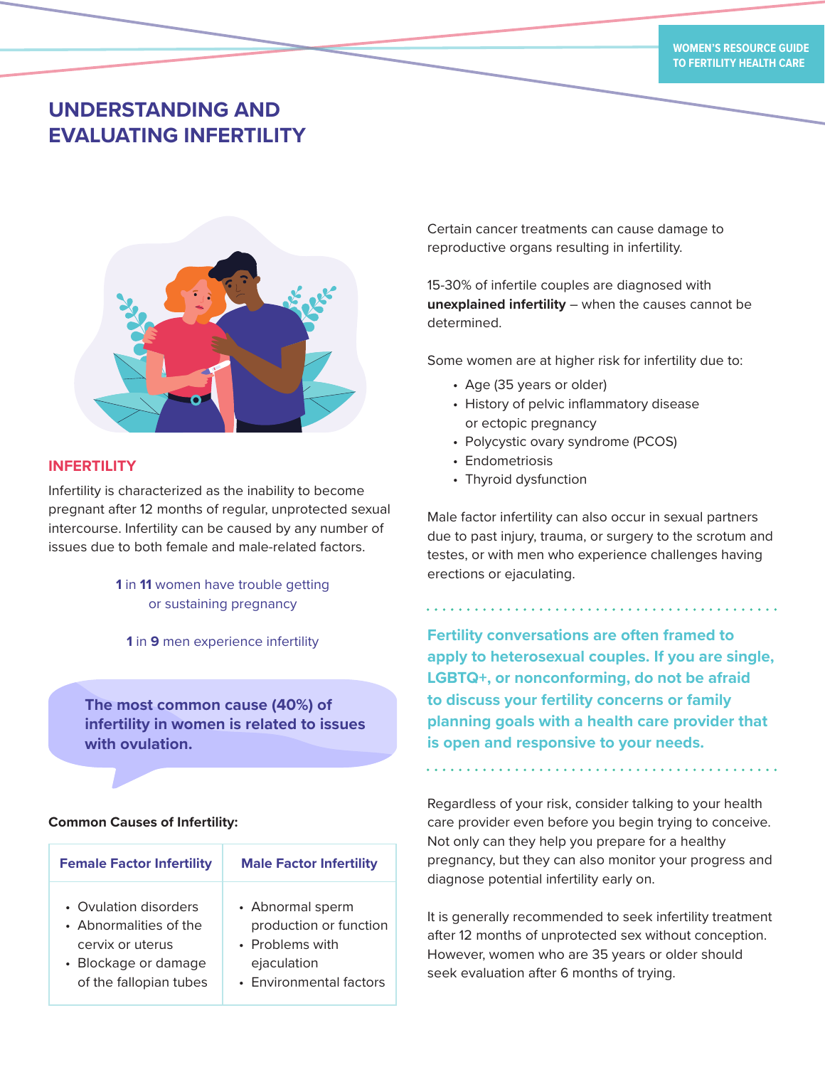# UNDERSTANDING AND EVALUATING INFERTILITY

## INFERTILITY

Infertility is characterized as the inability to become pregnant after 12 months of regular, unprotected sexual intercourse. Infertility can be caused by any number of issues due to both female and male-related factors.

**1** in **11** women have trouble getting or sustaining pregnancy

**1** in **9** men experience infertility

**The most common cause (40%) of infertility in women is related to issues with ovulation.**

**Common Causes of Infertility:**

| Female Factor Infertility | Male Factor Infertility |
|---|---|
| • Ovulation disorders<br>• Abnormalities of the cervix or uterus<br>• Blockage or damage of the fallopian tubes | • Abnormal sperm production or function<br>• Problems with ejaculation<br>• Environmental factors |

Certain cancer treatments can cause damage to reproductive organs resulting in infertility.

15-30% of infertile couples are diagnosed with **unexplained infertility** – when the causes cannot be determined.

Some women are at higher risk for infertility due to:

- Age (35 years or older)
- History of pelvic inflammatory disease or ectopic pregnancy
- Polycystic ovary syndrome (PCOS)
- Endometriosis
- Thyroid dysfunction

Male factor infertility can also occur in sexual partners due to past injury, trauma, or surgery to the scrotum and testes, or with men who experience challenges having erections or ejaculating.

**Fertility conversations are often framed to apply to heterosexual couples. If you are single, LGBTQ+, or nonconforming, do not be afraid to discuss your fertility concerns or family planning goals with a health care provider that is open and responsive to your needs.**

Regardless of your risk, consider talking to your health care provider even before you begin trying to conceive. Not only can they help you prepare for a healthy pregnancy, but they can also monitor your progress and diagnose potential infertility early on.

It is generally recommended to seek infertility treatment after 12 months of unprotected sex without conception. However, women who are 35 years or older should seek evaluation after 6 months of trying.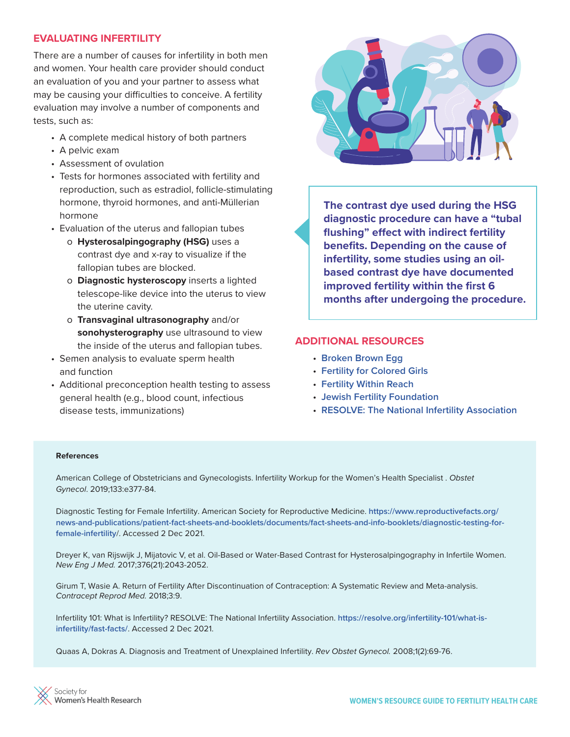## EVALUATING INFERTILITY

There are a number of causes for infertility in both men and women. Your health care provider should conduct an evaluation of you and your partner to assess what may be causing your difficulties to conceive. A fertility evaluation may involve a number of components and tests, such as:

- A complete medical history of both partners
- A pelvic exam
- Assessment of ovulation
- Tests for hormones associated with fertility and reproduction, such as estradiol, follicle-stimulating hormone, thyroid hormones, and anti-Müllerian hormone
- Evaluation of the uterus and fallopian tubes
  - **Hysterosalpingography (HSG)** uses a contrast dye and x-ray to visualize if the fallopian tubes are blocked.
  - **Diagnostic hysteroscopy** inserts a lighted telescope-like device into the uterus to view the uterine cavity.
  - **Transvaginal ultrasonography** and/or **sonohysterography** use ultrasound to view the inside of the uterus and fallopian tubes.
- Semen analysis to evaluate sperm health and function
- Additional preconception health testing to assess general health (e.g., blood count, infectious disease tests, immunizations)

**The contrast dye used during the HSG diagnostic procedure can have a "tubal flushing" effect with indirect fertility benefits. Depending on the cause of infertility, some studies using an oil-based contrast dye have documented improved fertility within the first 6 months after undergoing the procedure.**

## ADDITIONAL RESOURCES

- Broken Brown Egg
- Fertility for Colored Girls
- Fertility Within Reach
- Jewish Fertility Foundation
- RESOLVE: The National Infertility Association

### References

American College of Obstetricians and Gynecologists. Infertility Workup for the Women's Health Specialist . *Obstet Gynecol*. 2019;133:e377-84.

Diagnostic Testing for Female Infertility. American Society for Reproductive Medicine. https://www.reproductivefacts.org/news-and-publications/patient-fact-sheets-and-booklets/documents/fact-sheets-and-info-booklets/diagnostic-testing-for-female-infertility/. Accessed 2 Dec 2021.

Dreyer K, van Rijswijk J, Mijatovic V, et al. Oil-Based or Water-Based Contrast for Hysterosalpingography in Infertile Women. *New Eng J Med.* 2017;376(21):2043-2052.

Girum T, Wasie A. Return of Fertility After Discontinuation of Contraception: A Systematic Review and Meta-analysis. *Contracept Reprod Med.* 2018;3:9.

Infertility 101: What is Infertility? RESOLVE: The National Infertility Association. https://resolve.org/infertility-101/what-is-infertility/fast-facts/. Accessed 2 Dec 2021.

Quaas A, Dokras A. Diagnosis and Treatment of Unexplained Infertility. *Rev Obstet Gynecol.* 2008;1(2):69-76.